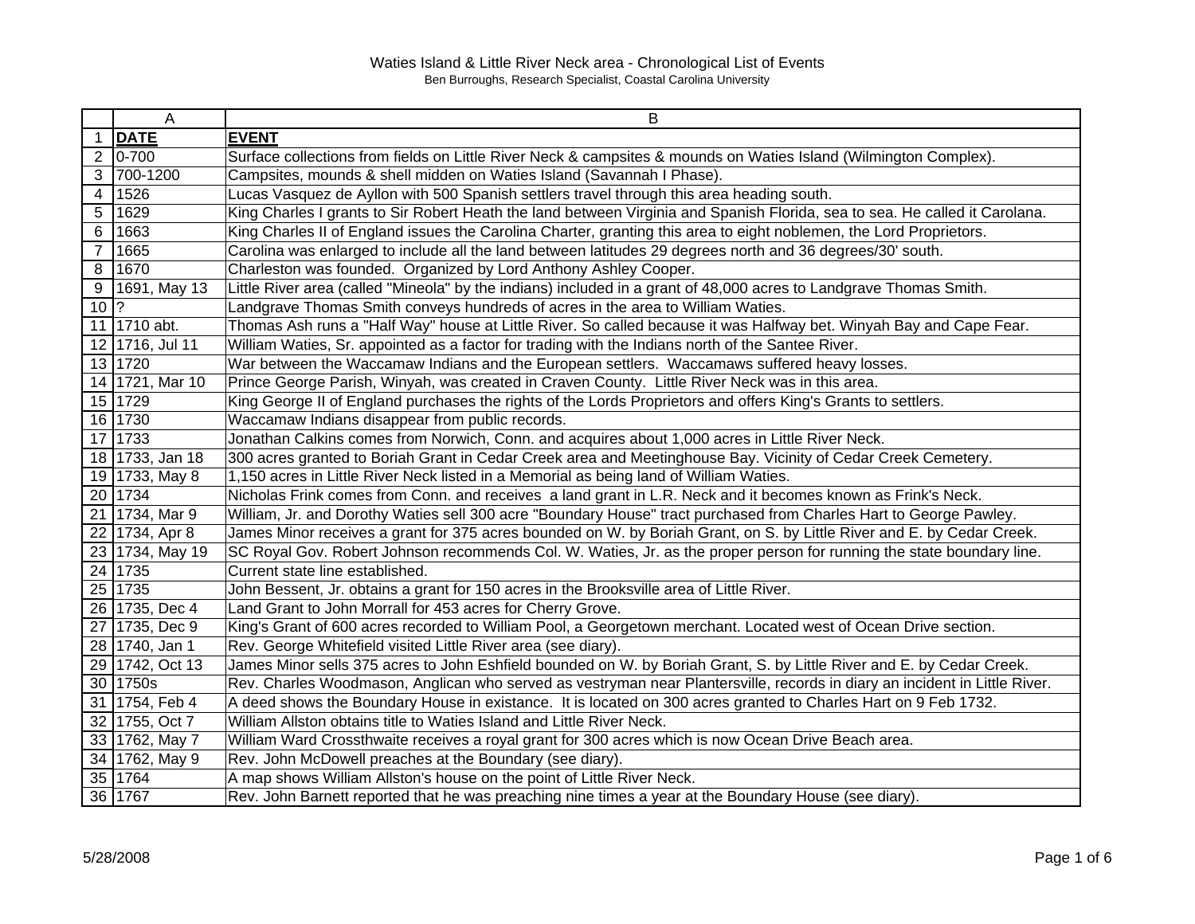# Waties Island & Little River Neck area - Chronological List of Events

Ben Burroughs, Research Specialist, Coastal Carolina University

| | A | B |
|---|---|---|
| 1 | **DATE** | **EVENT** |
| 2 | 0-700 | Surface collections from fields on Little River Neck & campsites & mounds on Waties Island (Wilmington Complex). |
| 3 | 700-1200 | Campsites, mounds & shell midden on Waties Island (Savannah I Phase). |
| 4 | 1526 | Lucas Vasquez de Ayllon with 500 Spanish settlers travel through this area heading south. |
| 5 | 1629 | King Charles I grants to Sir Robert Heath the land between Virginia and Spanish Florida, sea to sea. He called it Carolana. |
| 6 | 1663 | King Charles II of England issues the Carolina Charter, granting this area to eight noblemen, the Lord Proprietors. |
| 7 | 1665 | Carolina was enlarged to include all the land between latitudes 29 degrees north and 36 degrees/30' south. |
| 8 | 1670 | Charleston was founded. Organized by Lord Anthony Ashley Cooper. |
| 9 | 1691, May 13 | Little River area (called "Mineola" by the indians) included in a grant of 48,000 acres to Landgrave Thomas Smith. |
| 10 | ? | Landgrave Thomas Smith conveys hundreds of acres in the area to William Waties. |
| 11 | 1710 abt. | Thomas Ash runs a "Half Way" house at Little River. So called because it was Halfway bet. Winyah Bay and Cape Fear. |
| 12 | 1716, Jul 11 | William Waties, Sr. appointed as a factor for trading with the Indians north of the Santee River. |
| 13 | 1720 | War between the Waccamaw Indians and the European settlers. Waccamaws suffered heavy losses. |
| 14 | 1721, Mar 10 | Prince George Parish, Winyah, was created in Craven County. Little River Neck was in this area. |
| 15 | 1729 | King George II of England purchases the rights of the Lords Proprietors and offers King's Grants to settlers. |
| 16 | 1730 | Waccamaw Indians disappear from public records. |
| 17 | 1733 | Jonathan Calkins comes from Norwich, Conn. and acquires about 1,000 acres in Little River Neck. |
| 18 | 1733, Jan 18 | 300 acres granted to Boriah Grant in Cedar Creek area and Meetinghouse Bay. Vicinity of Cedar Creek Cemetery. |
| 19 | 1733, May 8 | 1,150 acres in Little River Neck listed in a Memorial as being land of William Waties. |
| 20 | 1734 | Nicholas Frink comes from Conn. and receives a land grant in L.R. Neck and it becomes known as Frink's Neck. |
| 21 | 1734, Mar 9 | William, Jr. and Dorothy Waties sell 300 acre "Boundary House" tract purchased from Charles Hart to George Pawley. |
| 22 | 1734, Apr 8 | James Minor receives a grant for 375 acres bounded on W. by Boriah Grant, on S. by Little River and E. by Cedar Creek. |
| 23 | 1734, May 19 | SC Royal Gov. Robert Johnson recommends Col. W. Waties, Jr. as the proper person for running the state boundary line. |
| 24 | 1735 | Current state line established. |
| 25 | 1735 | John Bessent, Jr. obtains a grant for 150 acres in the Brooksville area of Little River. |
| 26 | 1735, Dec 4 | Land Grant to John Morrall for 453 acres for Cherry Grove. |
| 27 | 1735, Dec 9 | King's Grant of 600 acres recorded to William Pool, a Georgetown merchant. Located west of Ocean Drive section. |
| 28 | 1740, Jan 1 | Rev. George Whitefield visited Little River area (see diary). |
| 29 | 1742, Oct 13 | James Minor sells 375 acres to John Eshfield bounded on W. by Boriah Grant, S. by Little River and E. by Cedar Creek. |
| 30 | 1750s | Rev. Charles Woodmason, Anglican who served as vestryman near Plantersville, records in diary an incident in Little River. |
| 31 | 1754, Feb 4 | A deed shows the Boundary House in existance. It is located on 300 acres granted to Charles Hart on 9 Feb 1732. |
| 32 | 1755, Oct 7 | William Allston obtains title to Waties Island and Little River Neck. |
| 33 | 1762, May 7 | William Ward Crossthwaite receives a royal grant for 300 acres which is now Ocean Drive Beach area. |
| 34 | 1762, May 9 | Rev. John McDowell preaches at the Boundary (see diary). |
| 35 | 1764 | A map shows William Allston's house on the point of Little River Neck. |
| 36 | 1767 | Rev. John Barnett reported that he was preaching nine times a year at the Boundary House (see diary). |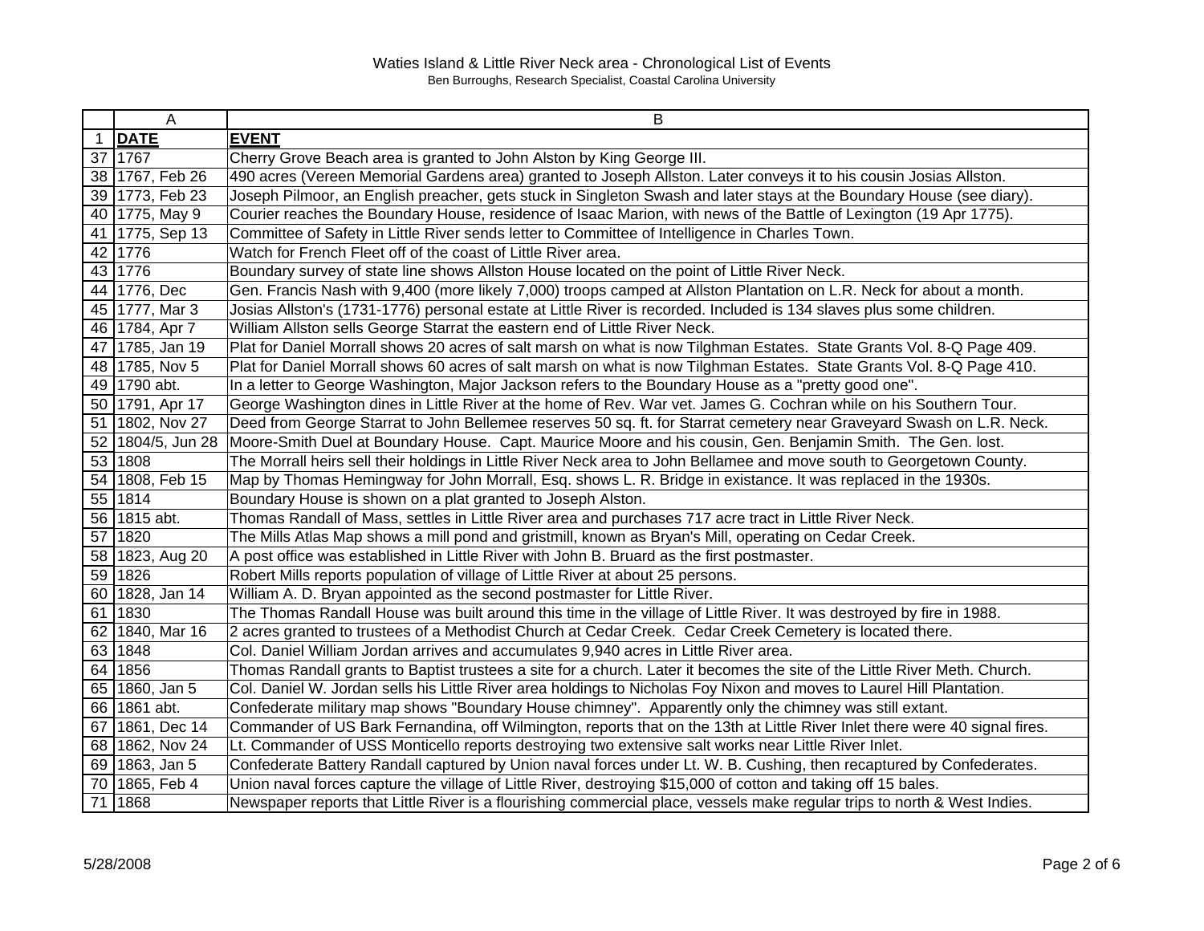# Waties Island & Little River Neck area - Chronological List of Events

Ben Burroughs, Research Specialist, Coastal Carolina University

| | A | B |
|---|---|---|
| 1 | **DATE** | **EVENT** |
| 37 | 1767 | Cherry Grove Beach area is granted to John Alston by King George III. |
| 38 | 1767, Feb 26 | 490 acres (Vereen Memorial Gardens area) granted to Joseph Allston. Later conveys it to his cousin Josias Allston. |
| 39 | 1773, Feb 23 | Joseph Pilmoor, an English preacher, gets stuck in Singleton Swash and later stays at the Boundary House (see diary). |
| 40 | 1775, May 9 | Courier reaches the Boundary House, residence of Isaac Marion, with news of the Battle of Lexington (19 Apr 1775). |
| 41 | 1775, Sep 13 | Committee of Safety in Little River sends letter to Committee of Intelligence in Charles Town. |
| 42 | 1776 | Watch for French Fleet off of the coast of Little River area. |
| 43 | 1776 | Boundary survey of state line shows Allston House located on the point of Little River Neck. |
| 44 | 1776, Dec | Gen. Francis Nash with 9,400 (more likely 7,000) troops camped at Allston Plantation on L.R. Neck for about a month. |
| 45 | 1777, Mar 3 | Josias Allston's (1731-1776) personal estate at Little River is recorded. Included is 134 slaves plus some children. |
| 46 | 1784, Apr 7 | William Allston sells George Starrat the eastern end of Little River Neck. |
| 47 | 1785, Jan 19 | Plat for Daniel Morrall shows 20 acres of salt marsh on what is now Tilghman Estates. State Grants Vol. 8-Q Page 409. |
| 48 | 1785, Nov 5 | Plat for Daniel Morrall shows 60 acres of salt marsh on what is now Tilghman Estates. State Grants Vol. 8-Q Page 410. |
| 49 | 1790 abt. | In a letter to George Washington, Major Jackson refers to the Boundary House as a "pretty good one". |
| 50 | 1791, Apr 17 | George Washington dines in Little River at the home of Rev. War vet. James G. Cochran while on his Southern Tour. |
| 51 | 1802, Nov 27 | Deed from George Starrat to John Bellemee reserves 50 sq. ft. for Starrat cemetery near Graveyard Swash on L.R. Neck. |
| 52 | 1804/5, Jun 28 | Moore-Smith Duel at Boundary House. Capt. Maurice Moore and his cousin, Gen. Benjamin Smith. The Gen. lost. |
| 53 | 1808 | The Morrall heirs sell their holdings in Little River Neck area to John Bellamee and move south to Georgetown County. |
| 54 | 1808, Feb 15 | Map by Thomas Hemingway for John Morrall, Esq. shows L. R. Bridge in existance. It was replaced in the 1930s. |
| 55 | 1814 | Boundary House is shown on a plat granted to Joseph Alston. |
| 56 | 1815 abt. | Thomas Randall of Mass, settles in Little River area and purchases 717 acre tract in Little River Neck. |
| 57 | 1820 | The Mills Atlas Map shows a mill pond and gristmill, known as Bryan's Mill, operating on Cedar Creek. |
| 58 | 1823, Aug 20 | A post office was established in Little River with John B. Bruard as the first postmaster. |
| 59 | 1826 | Robert Mills reports population of village of Little River at about 25 persons. |
| 60 | 1828, Jan 14 | William A. D. Bryan appointed as the second postmaster for Little River. |
| 61 | 1830 | The Thomas Randall House was built around this time in the village of Little River. It was destroyed by fire in 1988. |
| 62 | 1840, Mar 16 | 2 acres granted to trustees of a Methodist Church at Cedar Creek. Cedar Creek Cemetery is located there. |
| 63 | 1848 | Col. Daniel William Jordan arrives and accumulates 9,940 acres in Little River area. |
| 64 | 1856 | Thomas Randall grants to Baptist trustees a site for a church. Later it becomes the site of the Little River Meth. Church. |
| 65 | 1860, Jan 5 | Col. Daniel W. Jordan sells his Little River area holdings to Nicholas Foy Nixon and moves to Laurel Hill Plantation. |
| 66 | 1861 abt. | Confederate military map shows "Boundary House chimney". Apparently only the chimney was still extant. |
| 67 | 1861, Dec 14 | Commander of US Bark Fernandina, off Wilmington, reports that on the 13th at Little River Inlet there were 40 signal fires. |
| 68 | 1862, Nov 24 | Lt. Commander of USS Monticello reports destroying two extensive salt works near Little River Inlet. |
| 69 | 1863, Jan 5 | Confederate Battery Randall captured by Union naval forces under Lt. W. B. Cushing, then recaptured by Confederates. |
| 70 | 1865, Feb 4 | Union naval forces capture the village of Little River, destroying $15,000 of cotton and taking off 15 bales. |
| 71 | 1868 | Newspaper reports that Little River is a flourishing commercial place, vessels make regular trips to north & West Indies. |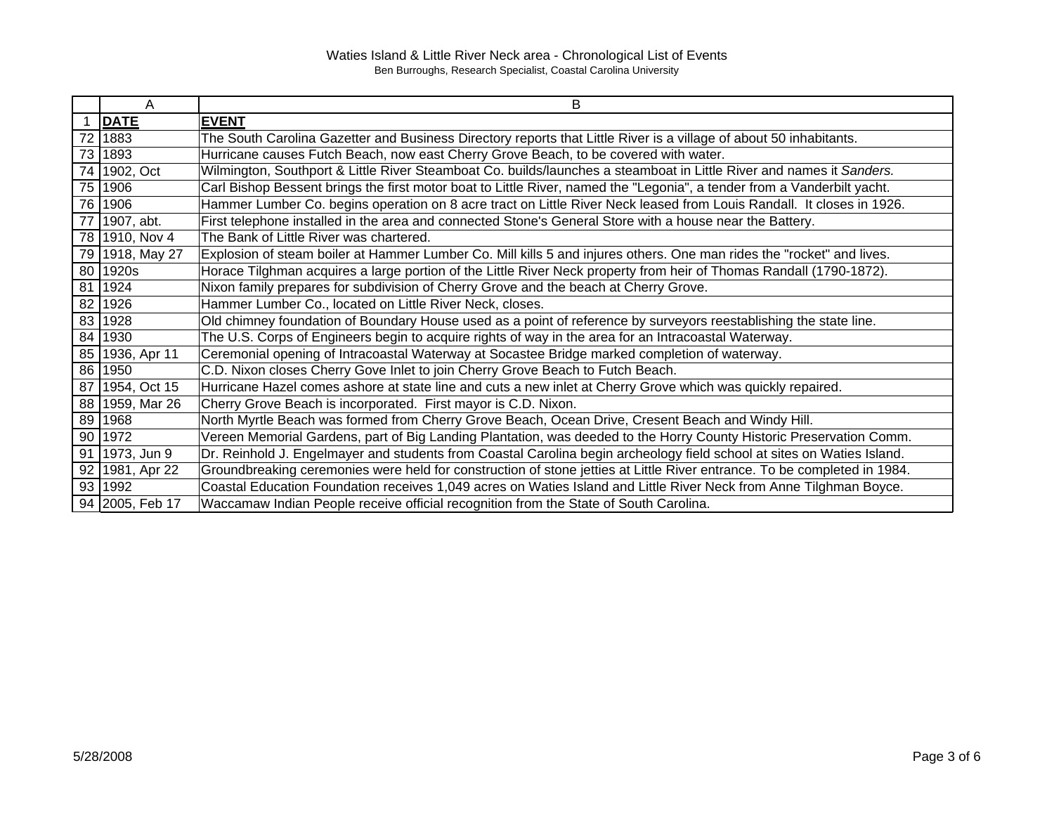Waties Island & Little River Neck area - Chronological List of Events

Ben Burroughs, Research Specialist, Coastal Carolina University

| | A | B |
|---|---|---|
| 1 | **DATE** | **EVENT** |
| 72 | 1883 | The South Carolina Gazetter and Business Directory reports that Little River is a village of about 50 inhabitants. |
| 73 | 1893 | Hurricane causes Futch Beach, now east Cherry Grove Beach, to be covered with water. |
| 74 | 1902, Oct | Wilmington, Southport & Little River Steamboat Co. builds/launches a steamboat in Little River and names it *Sanders.* |
| 75 | 1906 | Carl Bishop Bessent brings the first motor boat to Little River, named the "Legonia", a tender from a Vanderbilt yacht. |
| 76 | 1906 | Hammer Lumber Co. begins operation on 8 acre tract on Little River Neck leased from Louis Randall. It closes in 1926. |
| 77 | 1907, abt. | First telephone installed in the area and connected Stone's General Store with a house near the Battery. |
| 78 | 1910, Nov 4 | The Bank of Little River was chartered. |
| 79 | 1918, May 27 | Explosion of steam boiler at Hammer Lumber Co. Mill kills 5 and injures others. One man rides the "rocket" and lives. |
| 80 | 1920s | Horace Tilghman acquires a large portion of the Little River Neck property from heir of Thomas Randall (1790-1872). |
| 81 | 1924 | Nixon family prepares for subdivision of Cherry Grove and the beach at Cherry Grove. |
| 82 | 1926 | Hammer Lumber Co., located on Little River Neck, closes. |
| 83 | 1928 | Old chimney foundation of Boundary House used as a point of reference by surveyors reestablishing the state line. |
| 84 | 1930 | The U.S. Corps of Engineers begin to acquire rights of way in the area for an Intracoastal Waterway. |
| 85 | 1936, Apr 11 | Ceremonial opening of Intracoastal Waterway at Socastee Bridge marked completion of waterway. |
| 86 | 1950 | C.D. Nixon closes Cherry Gove Inlet to join Cherry Grove Beach to Futch Beach. |
| 87 | 1954, Oct 15 | Hurricane Hazel comes ashore at state line and cuts a new inlet at Cherry Grove which was quickly repaired. |
| 88 | 1959, Mar 26 | Cherry Grove Beach is incorporated. First mayor is C.D. Nixon. |
| 89 | 1968 | North Myrtle Beach was formed from Cherry Grove Beach, Ocean Drive, Cresent Beach and Windy Hill. |
| 90 | 1972 | Vereen Memorial Gardens, part of Big Landing Plantation, was deeded to the Horry County Historic Preservation Comm. |
| 91 | 1973, Jun 9 | Dr. Reinhold J. Engelmayer and students from Coastal Carolina begin archeology field school at sites on Waties Island. |
| 92 | 1981, Apr 22 | Groundbreaking ceremonies were held for construction of stone jetties at Little River entrance. To be completed in 1984. |
| 93 | 1992 | Coastal Education Foundation receives 1,049 acres on Waties Island and Little River Neck from Anne Tilghman Boyce. |
| 94 | 2005, Feb 17 | Waccamaw Indian People receive official recognition from the State of South Carolina. |

5/28/2008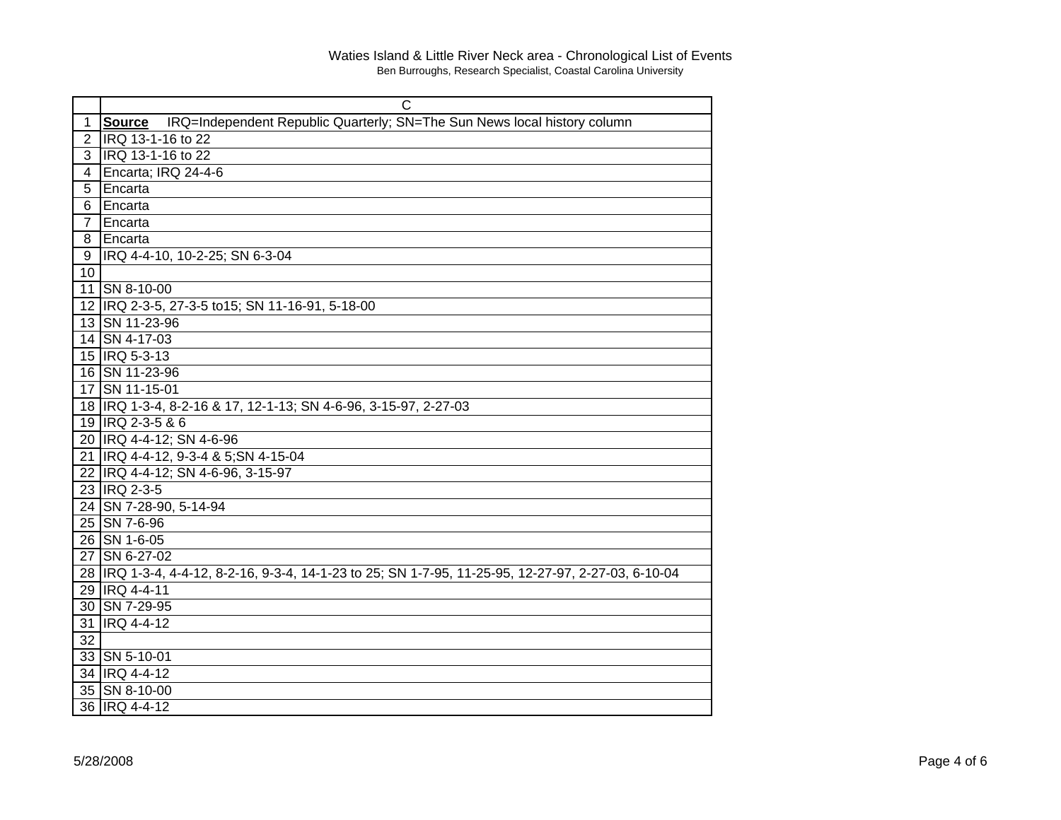# Waties Island & Little River Neck area - Chronological List of Events

Ben Burroughs, Research Specialist, Coastal Carolina University

| | C |
|---|---|
| 1 | **Source** IRQ=Independent Republic Quarterly; SN=The Sun News local history column |
| 2 | IRQ 13-1-16 to 22 |
| 3 | IRQ 13-1-16 to 22 |
| 4 | Encarta; IRQ 24-4-6 |
| 5 | Encarta |
| 6 | Encarta |
| 7 | Encarta |
| 8 | Encarta |
| 9 | IRQ 4-4-10, 10-2-25; SN 6-3-04 |
| 10 | |
| 11 | SN 8-10-00 |
| 12 | IRQ 2-3-5, 27-3-5 to15; SN 11-16-91, 5-18-00 |
| 13 | SN 11-23-96 |
| 14 | SN 4-17-03 |
| 15 | IRQ 5-3-13 |
| 16 | SN 11-23-96 |
| 17 | SN 11-15-01 |
| 18 | IRQ 1-3-4, 8-2-16 & 17, 12-1-13; SN 4-6-96, 3-15-97, 2-27-03 |
| 19 | IRQ 2-3-5 & 6 |
| 20 | IRQ 4-4-12; SN 4-6-96 |
| 21 | IRQ 4-4-12, 9-3-4 & 5;SN 4-15-04 |
| 22 | IRQ 4-4-12; SN 4-6-96, 3-15-97 |
| 23 | IRQ 2-3-5 |
| 24 | SN 7-28-90, 5-14-94 |
| 25 | SN 7-6-96 |
| 26 | SN 1-6-05 |
| 27 | SN 6-27-02 |
| 28 | IRQ 1-3-4, 4-4-12, 8-2-16, 9-3-4, 14-1-23 to 25; SN 1-7-95, 11-25-95, 12-27-97, 2-27-03, 6-10-04 |
| 29 | IRQ 4-4-11 |
| 30 | SN 7-29-95 |
| 31 | IRQ 4-4-12 |
| 32 | |
| 33 | SN 5-10-01 |
| 34 | IRQ 4-4-12 |
| 35 | SN 8-10-00 |
| 36 | IRQ 4-4-12 |

5/28/2008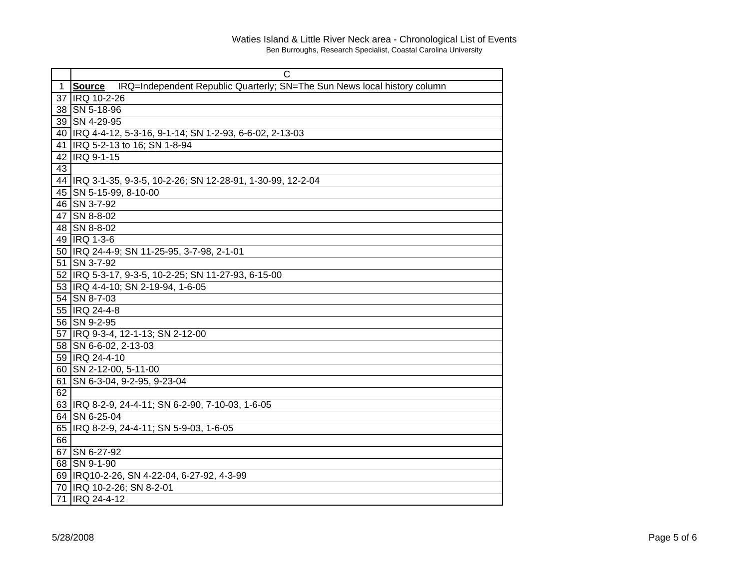# Waties Island & Little River Neck area - Chronological List of Events

Ben Burroughs, Research Specialist, Coastal Carolina University

| | C |
|---|---|
| 1 | **Source** IRQ=Independent Republic Quarterly; SN=The Sun News local history column |
| 37 | IRQ 10-2-26 |
| 38 | SN 5-18-96 |
| 39 | SN 4-29-95 |
| 40 | IRQ 4-4-12, 5-3-16, 9-1-14; SN 1-2-93, 6-6-02, 2-13-03 |
| 41 | IRQ 5-2-13 to 16; SN 1-8-94 |
| 42 | IRQ 9-1-15 |
| 43 | |
| 44 | IRQ 3-1-35, 9-3-5, 10-2-26; SN 12-28-91, 1-30-99, 12-2-04 |
| 45 | SN 5-15-99, 8-10-00 |
| 46 | SN 3-7-92 |
| 47 | SN 8-8-02 |
| 48 | SN 8-8-02 |
| 49 | IRQ 1-3-6 |
| 50 | IRQ 24-4-9; SN 11-25-95, 3-7-98, 2-1-01 |
| 51 | SN 3-7-92 |
| 52 | IRQ 5-3-17, 9-3-5, 10-2-25; SN 11-27-93, 6-15-00 |
| 53 | IRQ 4-4-10; SN 2-19-94, 1-6-05 |
| 54 | SN 8-7-03 |
| 55 | IRQ 24-4-8 |
| 56 | SN 9-2-95 |
| 57 | IRQ 9-3-4, 12-1-13; SN 2-12-00 |
| 58 | SN 6-6-02, 2-13-03 |
| 59 | IRQ 24-4-10 |
| 60 | SN 2-12-00, 5-11-00 |
| 61 | SN 6-3-04, 9-2-95, 9-23-04 |
| 62 | |
| 63 | IRQ 8-2-9, 24-4-11; SN 6-2-90, 7-10-03, 1-6-05 |
| 64 | SN 6-25-04 |
| 65 | IRQ 8-2-9, 24-4-11; SN 5-9-03, 1-6-05 |
| 66 | |
| 67 | SN 6-27-92 |
| 68 | SN 9-1-90 |
| 69 | IRQ10-2-26, SN 4-22-04, 6-27-92, 4-3-99 |
| 70 | IRQ 10-2-26; SN 8-2-01 |
| 71 | IRQ 24-4-12 |

5/28/2008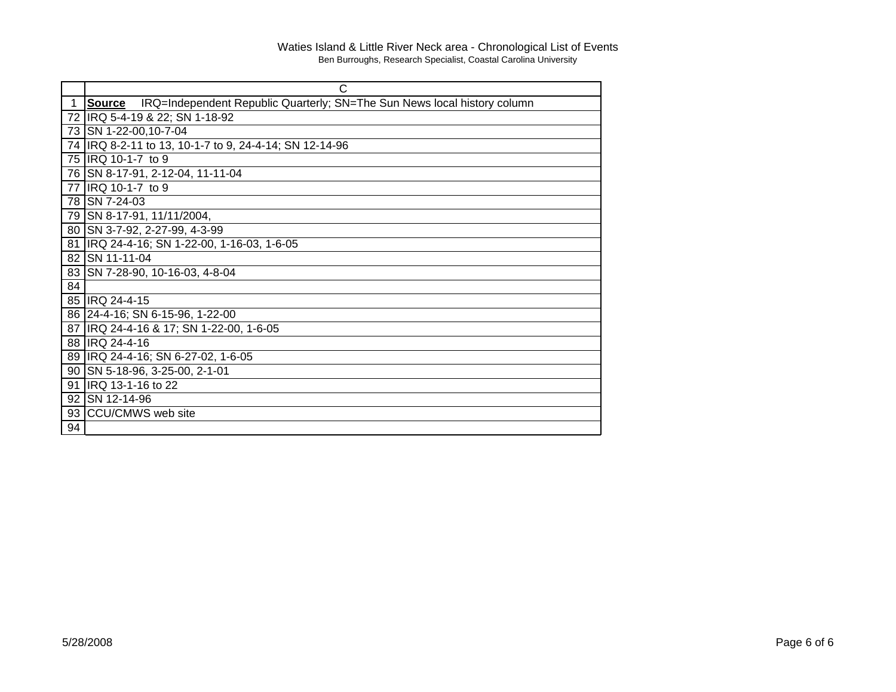# Waties Island & Little River Neck area - Chronological List of Events

Ben Burroughs, Research Specialist, Coastal Carolina University

| | C |
|---|---|
| 1 | **Source** IRQ=Independent Republic Quarterly; SN=The Sun News local history column |
| 72 | IRQ 5-4-19 & 22; SN 1-18-92 |
| 73 | SN 1-22-00,10-7-04 |
| 74 | IRQ 8-2-11 to 13, 10-1-7 to 9, 24-4-14; SN 12-14-96 |
| 75 | IRQ 10-1-7 to 9 |
| 76 | SN 8-17-91, 2-12-04, 11-11-04 |
| 77 | IRQ 10-1-7 to 9 |
| 78 | SN 7-24-03 |
| 79 | SN 8-17-91, 11/11/2004, |
| 80 | SN 3-7-92, 2-27-99, 4-3-99 |
| 81 | IRQ 24-4-16; SN 1-22-00, 1-16-03, 1-6-05 |
| 82 | SN 11-11-04 |
| 83 | SN 7-28-90, 10-16-03, 4-8-04 |
| 84 | |
| 85 | IRQ 24-4-15 |
| 86 | 24-4-16; SN 6-15-96, 1-22-00 |
| 87 | IRQ 24-4-16 & 17; SN 1-22-00, 1-6-05 |
| 88 | IRQ 24-4-16 |
| 89 | IRQ 24-4-16; SN 6-27-02, 1-6-05 |
| 90 | SN 5-18-96, 3-25-00, 2-1-01 |
| 91 | IRQ 13-1-16 to 22 |
| 92 | SN 12-14-96 |
| 93 | CCU/CMWS web site |
| 94 | |

5/28/2008